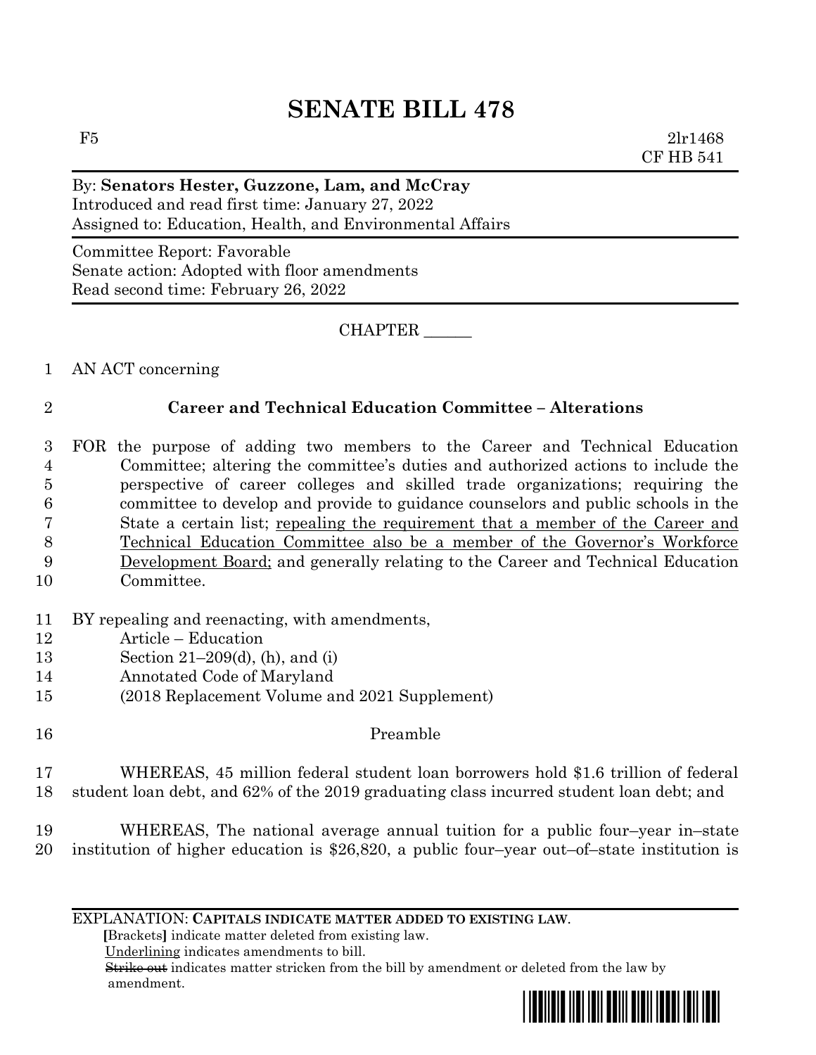# SENATE BILL 478

F5 2lr1468
CF HB 541

By: **Senators Hester, Guzzone, Lam, and McCray**
Introduced and read first time: January 27, 2022
Assigned to: Education, Health, and Environmental Affairs

Committee Report: Favorable
Senate action: Adopted with floor amendments
Read second time: February 26, 2022

CHAPTER ______

1 AN ACT concerning

2 **Career and Technical Education Committee – Alterations**

3 FOR the purpose of adding two members to the Career and Technical Education
4 Committee; altering the committee's duties and authorized actions to include the
5 perspective of career colleges and skilled trade organizations; requiring the
6 committee to develop and provide to guidance counselors and public schools in the
7 State a certain list; repealing the requirement that a member of the Career and
8 Technical Education Committee also be a member of the Governor's Workforce
9 Development Board; and generally relating to the Career and Technical Education
10 Committee.

11 BY repealing and reenacting, with amendments,
12 Article – Education
13 Section 21–209(d), (h), and (i)
14 Annotated Code of Maryland
15 (2018 Replacement Volume and 2021 Supplement)

16 Preamble

17 WHEREAS, 45 million federal student loan borrowers hold $1.6 trillion of federal
18 student loan debt, and 62% of the 2019 graduating class incurred student loan debt; and

19 WHEREAS, The national average annual tuition for a public four–year in–state
20 institution of higher education is $26,820, a public four–year out–of–state institution is

EXPLANATION: **CAPITALS INDICATE MATTER ADDED TO EXISTING LAW.**
**[**Brackets**]** indicate matter deleted from existing law.
Underlining indicates amendments to bill.
~~Strike out~~ indicates matter stricken from the bill by amendment or deleted from the law by amendment.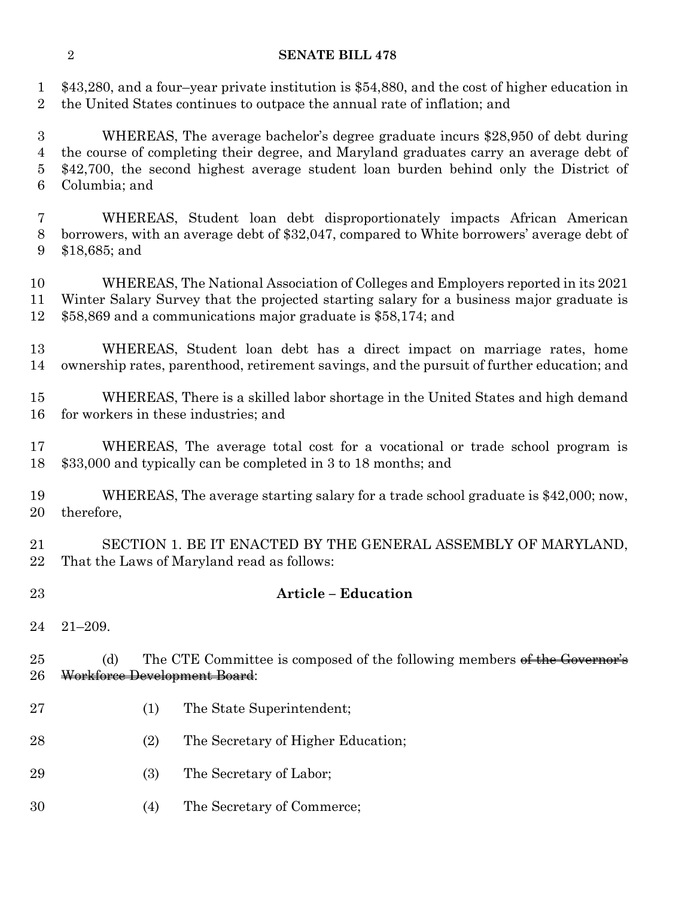$43,280, and a four–year private institution is $54,880, and the cost of higher education in the United States continues to outpace the annual rate of inflation; and

WHEREAS, The average bachelor's degree graduate incurs $28,950 of debt during the course of completing their degree, and Maryland graduates carry an average debt of $42,700, the second highest average student loan burden behind only the District of Columbia; and

WHEREAS, Student loan debt disproportionately impacts African American borrowers, with an average debt of $32,047, compared to White borrowers' average debt of $18,685; and

WHEREAS, The National Association of Colleges and Employers reported in its 2021 Winter Salary Survey that the projected starting salary for a business major graduate is $58,869 and a communications major graduate is $58,174; and

WHEREAS, Student loan debt has a direct impact on marriage rates, home ownership rates, parenthood, retirement savings, and the pursuit of further education; and

WHEREAS, There is a skilled labor shortage in the United States and high demand for workers in these industries; and

WHEREAS, The average total cost for a vocational or trade school program is $33,000 and typically can be completed in 3 to 18 months; and

WHEREAS, The average starting salary for a trade school graduate is $42,000; now, therefore,

SECTION 1. BE IT ENACTED BY THE GENERAL ASSEMBLY OF MARYLAND, That the Laws of Maryland read as follows:

**Article – Education**

21–209.

(d) The CTE Committee is composed of the following members ~~of the Governor's Workforce Development Board~~:

(1) The State Superintendent;

(2) The Secretary of Higher Education;

(3) The Secretary of Labor;

(4) The Secretary of Commerce;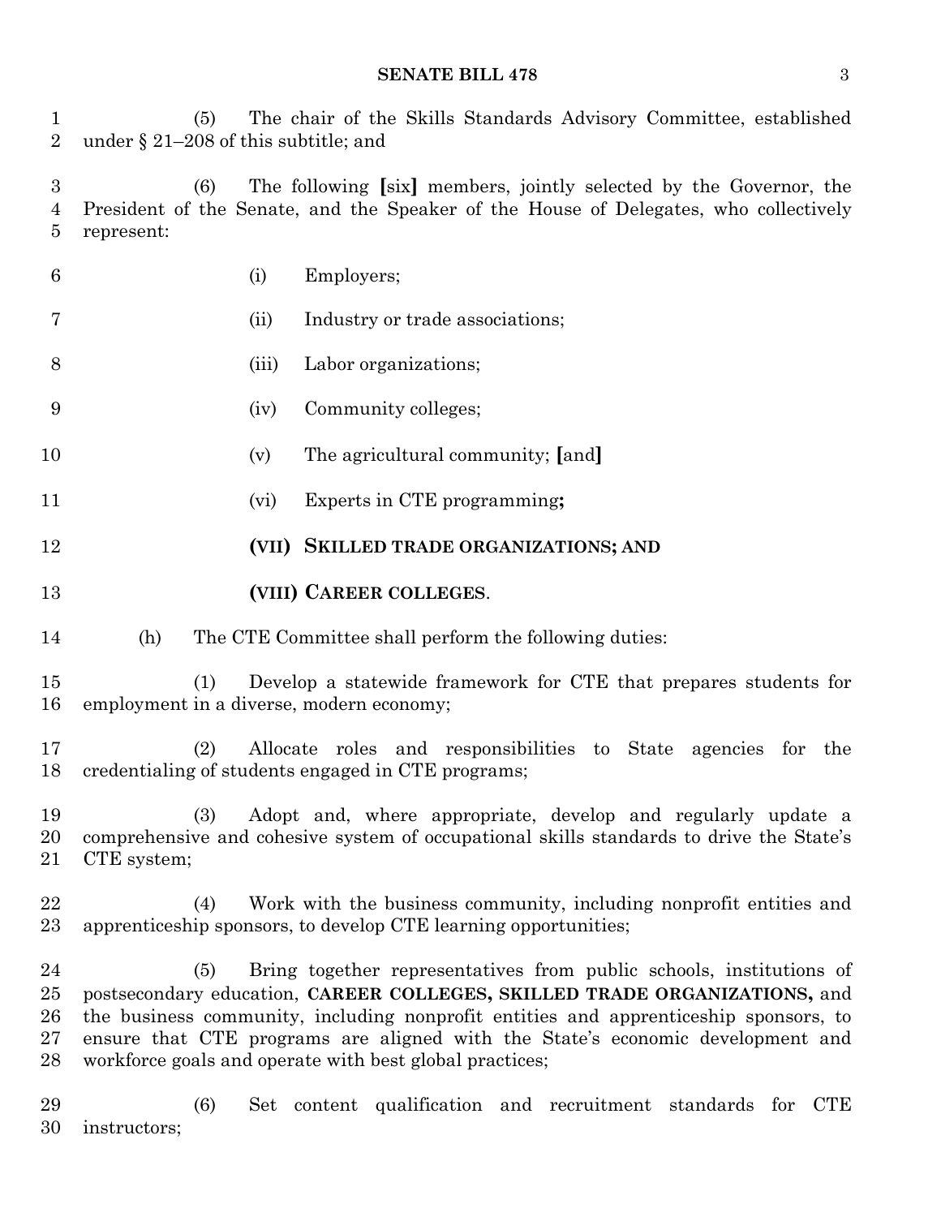(5) The chair of the Skills Standards Advisory Committee, established under § 21–208 of this subtitle; and

(6) The following [six] members, jointly selected by the Governor, the President of the Senate, and the Speaker of the House of Delegates, who collectively represent:

(i) Employers;

(ii) Industry or trade associations;

(iii) Labor organizations;

(iv) Community colleges;

(v) The agricultural community; [and]

(vi) Experts in CTE programming**;**

**(VII) SKILLED TRADE ORGANIZATIONS; AND**

**(VIII) CAREER COLLEGES**.

(h) The CTE Committee shall perform the following duties:

(1) Develop a statewide framework for CTE that prepares students for employment in a diverse, modern economy;

(2) Allocate roles and responsibilities to State agencies for the credentialing of students engaged in CTE programs;

(3) Adopt and, where appropriate, develop and regularly update a comprehensive and cohesive system of occupational skills standards to drive the State's CTE system;

(4) Work with the business community, including nonprofit entities and apprenticeship sponsors, to develop CTE learning opportunities;

(5) Bring together representatives from public schools, institutions of postsecondary education, **CAREER COLLEGES, SKILLED TRADE ORGANIZATIONS,** and the business community, including nonprofit entities and apprenticeship sponsors, to ensure that CTE programs are aligned with the State's economic development and workforce goals and operate with best global practices;

(6) Set content qualification and recruitment standards for CTE instructors;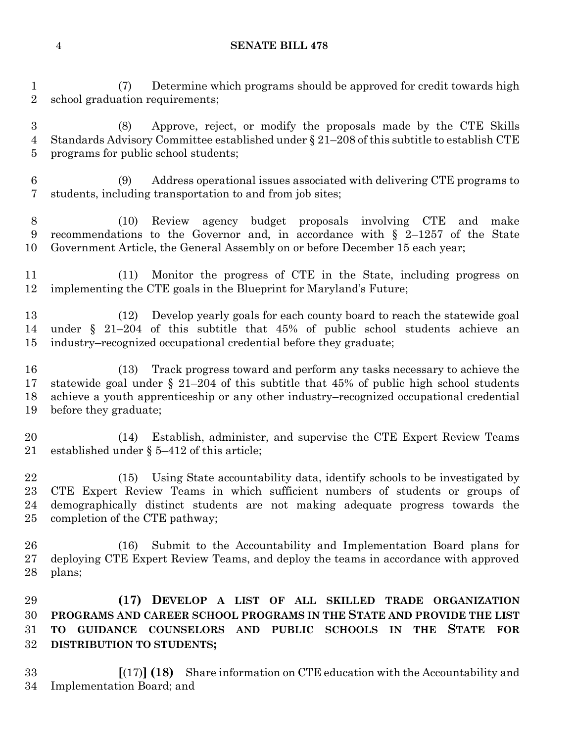(7) Determine which programs should be approved for credit towards high school graduation requirements;

(8) Approve, reject, or modify the proposals made by the CTE Skills Standards Advisory Committee established under § 21–208 of this subtitle to establish CTE programs for public school students;

(9) Address operational issues associated with delivering CTE programs to students, including transportation to and from job sites;

(10) Review agency budget proposals involving CTE and make recommendations to the Governor and, in accordance with § 2–1257 of the State Government Article, the General Assembly on or before December 15 each year;

(11) Monitor the progress of CTE in the State, including progress on implementing the CTE goals in the Blueprint for Maryland's Future;

(12) Develop yearly goals for each county board to reach the statewide goal under § 21–204 of this subtitle that 45% of public school students achieve an industry–recognized occupational credential before they graduate;

(13) Track progress toward and perform any tasks necessary to achieve the statewide goal under § 21–204 of this subtitle that 45% of public high school students achieve a youth apprenticeship or any other industry–recognized occupational credential before they graduate;

(14) Establish, administer, and supervise the CTE Expert Review Teams established under § 5–412 of this article;

(15) Using State accountability data, identify schools to be investigated by CTE Expert Review Teams in which sufficient numbers of students or groups of demographically distinct students are not making adequate progress towards the completion of the CTE pathway;

(16) Submit to the Accountability and Implementation Board plans for deploying CTE Expert Review Teams, and deploy the teams in accordance with approved plans;

**(17) DEVELOP A LIST OF ALL SKILLED TRADE ORGANIZATION PROGRAMS AND CAREER SCHOOL PROGRAMS IN THE STATE AND PROVIDE THE LIST TO GUIDANCE COUNSELORS AND PUBLIC SCHOOLS IN THE STATE FOR DISTRIBUTION TO STUDENTS;**

**[**(17)**] (18)** Share information on CTE education with the Accountability and Implementation Board; and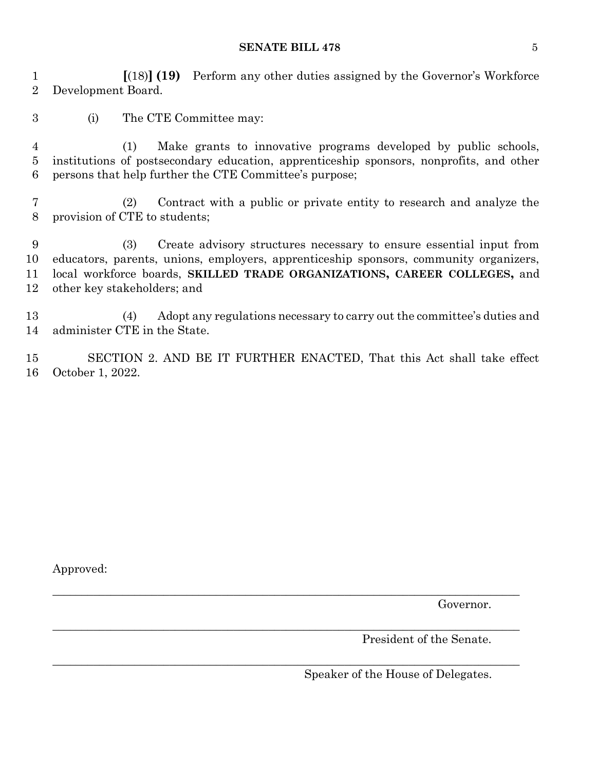**[**(18)**] (19)** Perform any other duties assigned by the Governor's Workforce Development Board.

(i) The CTE Committee may:

(1) Make grants to innovative programs developed by public schools, institutions of postsecondary education, apprenticeship sponsors, nonprofits, and other persons that help further the CTE Committee's purpose;

(2) Contract with a public or private entity to research and analyze the provision of CTE to students;

(3) Create advisory structures necessary to ensure essential input from educators, parents, unions, employers, apprenticeship sponsors, community organizers, local workforce boards, **SKILLED TRADE ORGANIZATIONS, CAREER COLLEGES,** and other key stakeholders; and

(4) Adopt any regulations necessary to carry out the committee's duties and administer CTE in the State.

SECTION 2. AND BE IT FURTHER ENACTED, That this Act shall take effect October 1, 2022.

Approved:

\_\_\_\_\_\_\_\_\_\_\_\_\_\_\_\_\_\_\_\_\_\_\_\_\_\_\_\_\_\_\_\_\_\_\_\_\_\_\_\_\_\_\_\_\_\_\_\_\_\_\_\_\_\_\_\_\_\_\_\_\_\_\_\_\_\_\_\_\_\_\_\_

Governor.

\_\_\_\_\_\_\_\_\_\_\_\_\_\_\_\_\_\_\_\_\_\_\_\_\_\_\_\_\_\_\_\_\_\_\_\_\_\_\_\_\_\_\_\_\_\_\_\_\_\_\_\_\_\_\_\_\_\_\_\_\_\_\_\_\_\_\_\_\_\_\_\_

President of the Senate.

\_\_\_\_\_\_\_\_\_\_\_\_\_\_\_\_\_\_\_\_\_\_\_\_\_\_\_\_\_\_\_\_\_\_\_\_\_\_\_\_\_\_\_\_\_\_\_\_\_\_\_\_\_\_\_\_\_\_\_\_\_\_\_\_\_\_\_\_\_\_\_\_

Speaker of the House of Delegates.